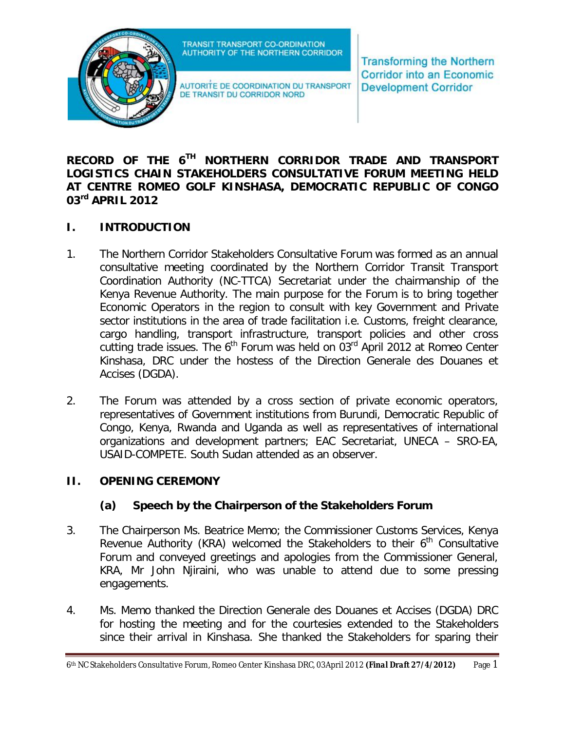TRANSIT TRANSPORT CO-ORDINATION AUTHORITY OF THE NORTHERN CORRIDOR

AUTORITE DE COORDINATION DU TRANSPORT DE TRANSIT DU CORRIDOR NORD

Transforming the Northern Corridor into an Economic Development Corridor

# RECORD OF THE 6TH NORTHERN CORRIDOR TRADE AND TRANSPORT LOGISTICS CHAIN STAKEHOLDERS CONSULTATIVE FORUM MEETING HELD AT CENTRE ROMEO GOLF KINSHASA, DEMOCRATIC REPUBLIC OF CONGO 03rd APRIL 2012

## I. INTRODUCTION

1. The Northern Corridor Stakeholders Consultative Forum was formed as an annual consultative meeting coordinated by the Northern Corridor Transit Transport Coordination Authority (NC-TTCA) Secretariat under the chairmanship of the Kenya Revenue Authority. The main purpose for the Forum is to bring together Economic Operators in the region to consult with key Government and Private sector institutions in the area of trade facilitation i.e. Customs, freight clearance, cargo handling, transport infrastructure, transport policies and other cross cutting trade issues. The 6th Forum was held on 03rd April 2012 at Romeo Center Kinshasa, DRC under the hostess of the Direction Generale des Douanes et Accises (DGDA).

2. The Forum was attended by a cross section of private economic operators, representatives of Government institutions from Burundi, Democratic Republic of Congo, Kenya, Rwanda and Uganda as well as representatives of international organizations and development partners; EAC Secretariat, UNECA – SRO-EA, USAID-COMPETE. South Sudan attended as an observer.

## II. OPENING CEREMONY

### (a) Speech by the Chairperson of the Stakeholders Forum

3. The Chairperson Ms. Beatrice Memo; the Commissioner Customs Services, Kenya Revenue Authority (KRA) welcomed the Stakeholders to their 6th Consultative Forum and conveyed greetings and apologies from the Commissioner General, KRA, Mr John Njiraini, who was unable to attend due to some pressing engagements.

4. Ms. Memo thanked the Direction Generale des Douanes et Accises (DGDA) DRC for hosting the meeting and for the courtesies extended to the Stakeholders since their arrival in Kinshasa. She thanked the Stakeholders for sparing their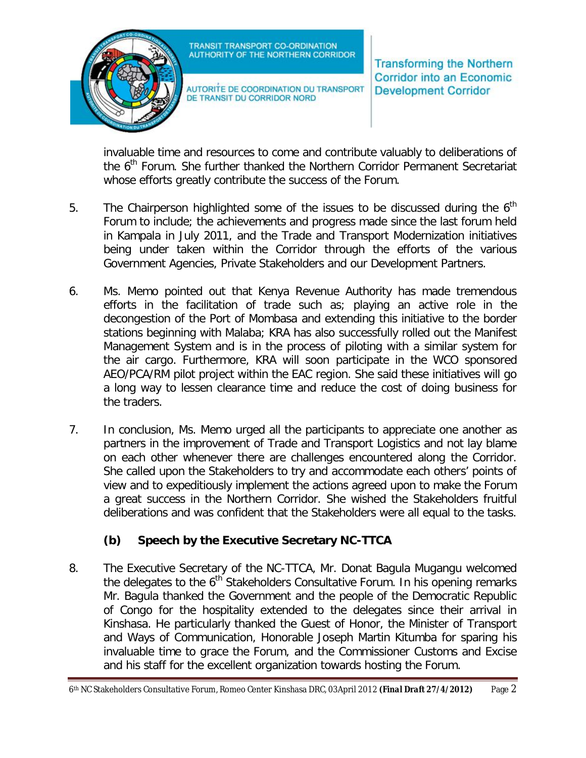invaluable time and resources to come and contribute valuably to deliberations of the 6th Forum. She further thanked the Northern Corridor Permanent Secretariat whose efforts greatly contribute the success of the Forum.

5. The Chairperson highlighted some of the issues to be discussed during the 6th Forum to include; the achievements and progress made since the last forum held in Kampala in July 2011, and the Trade and Transport Modernization initiatives being under taken within the Corridor through the efforts of the various Government Agencies, Private Stakeholders and our Development Partners.

6. Ms. Memo pointed out that Kenya Revenue Authority has made tremendous efforts in the facilitation of trade such as; playing an active role in the decongestion of the Port of Mombasa and extending this initiative to the border stations beginning with Malaba; KRA has also successfully rolled out the Manifest Management System and is in the process of piloting with a similar system for the air cargo. Furthermore, KRA will soon participate in the WCO sponsored AEO/PCA/RM pilot project within the EAC region. She said these initiatives will go a long way to lessen clearance time and reduce the cost of doing business for the traders.

7. In conclusion, Ms. Memo urged all the participants to appreciate one another as partners in the improvement of Trade and Transport Logistics and not lay blame on each other whenever there are challenges encountered along the Corridor. She called upon the Stakeholders to try and accommodate each others' points of view and to expeditiously implement the actions agreed upon to make the Forum a great success in the Northern Corridor. She wished the Stakeholders fruitful deliberations and was confident that the Stakeholders were all equal to the tasks.

**(b) Speech by the Executive Secretary NC-TTCA**

8. The Executive Secretary of the NC-TTCA, Mr. Donat Bagula Mugangu welcomed the delegates to the 6th Stakeholders Consultative Forum. In his opening remarks Mr. Bagula thanked the Government and the people of the Democratic Republic of Congo for the hospitality extended to the delegates since their arrival in Kinshasa. He particularly thanked the Guest of Honor, the Minister of Transport and Ways of Communication, Honorable Joseph Martin Kitumba for sparing his invaluable time to grace the Forum, and the Commissioner Customs and Excise and his staff for the excellent organization towards hosting the Forum.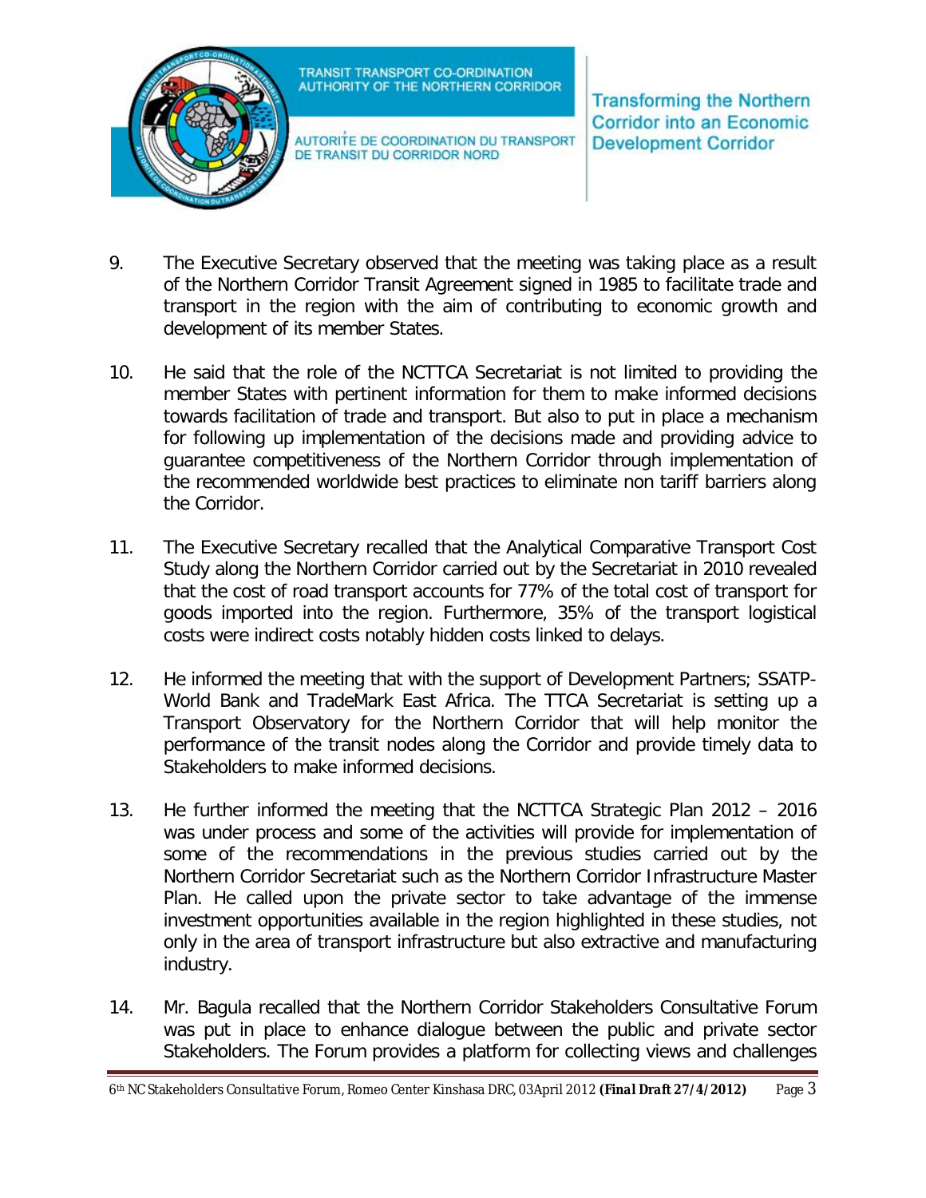9. The Executive Secretary observed that the meeting was taking place as a result of the Northern Corridor Transit Agreement signed in 1985 to facilitate trade and transport in the region with the aim of contributing to economic growth and development of its member States.

10. He said that the role of the NCTTCA Secretariat is not limited to providing the member States with pertinent information for them to make informed decisions towards facilitation of trade and transport. But also to put in place a mechanism for following up implementation of the decisions made and providing advice to guarantee competitiveness of the Northern Corridor through implementation of the recommended worldwide best practices to eliminate non tariff barriers along the Corridor.

11. The Executive Secretary recalled that the Analytical Comparative Transport Cost Study along the Northern Corridor carried out by the Secretariat in 2010 revealed that the cost of road transport accounts for 77% of the total cost of transport for goods imported into the region. Furthermore, 35% of the transport logistical costs were indirect costs notably hidden costs linked to delays.

12. He informed the meeting that with the support of Development Partners; SSATP-World Bank and TradeMark East Africa. The TTCA Secretariat is setting up a Transport Observatory for the Northern Corridor that will help monitor the performance of the transit nodes along the Corridor and provide timely data to Stakeholders to make informed decisions.

13. He further informed the meeting that the NCTTCA Strategic Plan 2012 – 2016 was under process and some of the activities will provide for implementation of some of the recommendations in the previous studies carried out by the Northern Corridor Secretariat such as the Northern Corridor Infrastructure Master Plan. He called upon the private sector to take advantage of the immense investment opportunities available in the region highlighted in these studies, not only in the area of transport infrastructure but also extractive and manufacturing industry.

14. Mr. Bagula recalled that the Northern Corridor Stakeholders Consultative Forum was put in place to enhance dialogue between the public and private sector Stakeholders. The Forum provides a platform for collecting views and challenges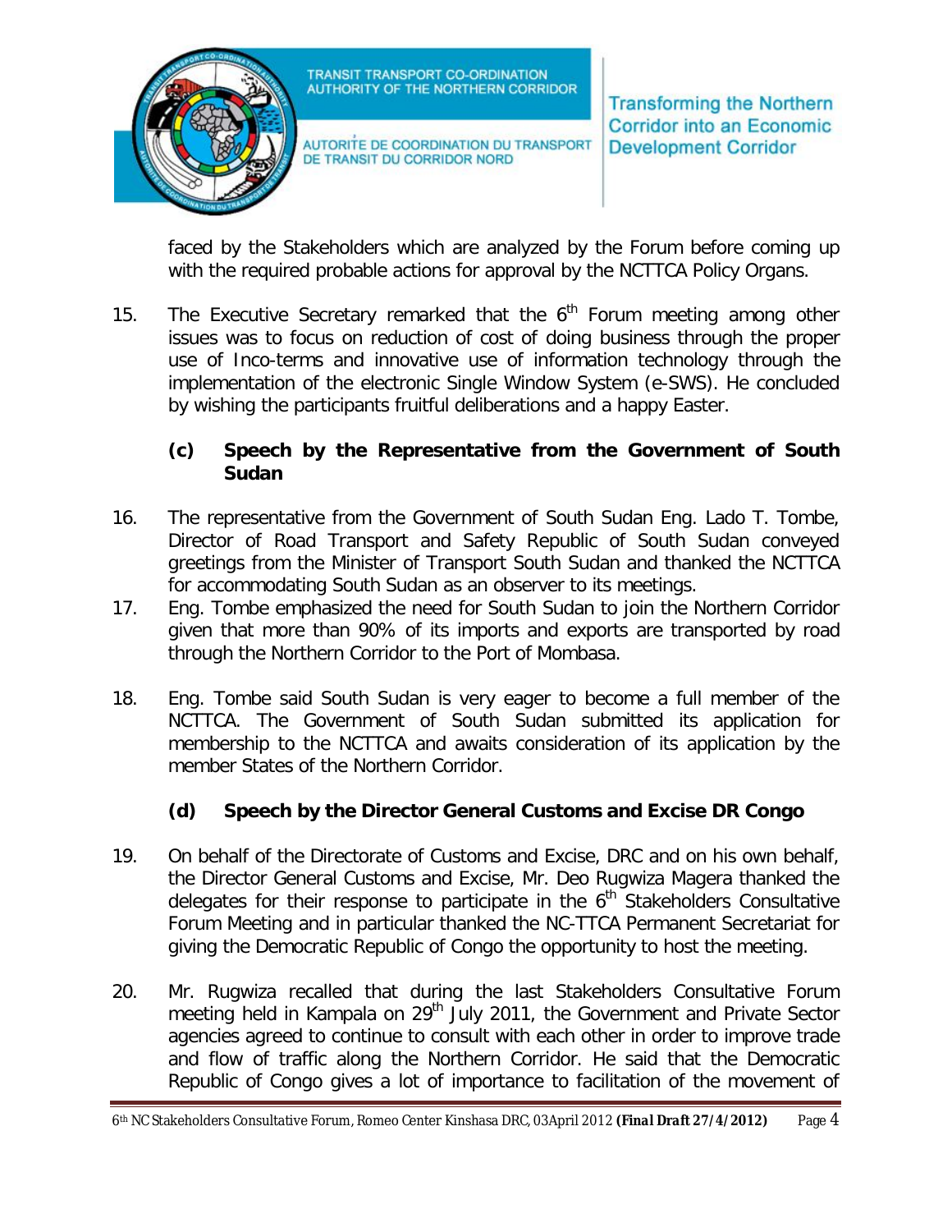faced by the Stakeholders which are analyzed by the Forum before coming up with the required probable actions for approval by the NCTTCA Policy Organs.

15. The Executive Secretary remarked that the 6th Forum meeting among other issues was to focus on reduction of cost of doing business through the proper use of Inco-terms and innovative use of information technology through the implementation of the electronic Single Window System (e-SWS). He concluded by wishing the participants fruitful deliberations and a happy Easter.

### (c) Speech by the Representative from the Government of South Sudan

16. The representative from the Government of South Sudan Eng. Lado T. Tombe, Director of Road Transport and Safety Republic of South Sudan conveyed greetings from the Minister of Transport South Sudan and thanked the NCTTCA for accommodating South Sudan as an observer to its meetings.
17. Eng. Tombe emphasized the need for South Sudan to join the Northern Corridor given that more than 90% of its imports and exports are transported by road through the Northern Corridor to the Port of Mombasa.

18. Eng. Tombe said South Sudan is very eager to become a full member of the NCTTCA. The Government of South Sudan submitted its application for membership to the NCTTCA and awaits consideration of its application by the member States of the Northern Corridor.

### (d) Speech by the Director General Customs and Excise DR Congo

19. On behalf of the Directorate of Customs and Excise, DRC and on his own behalf, the Director General Customs and Excise, Mr. Deo Rugwiza Magera thanked the delegates for their response to participate in the 6th Stakeholders Consultative Forum Meeting and in particular thanked the NC-TTCA Permanent Secretariat for giving the Democratic Republic of Congo the opportunity to host the meeting.

20. Mr. Rugwiza recalled that during the last Stakeholders Consultative Forum meeting held in Kampala on 29th July 2011, the Government and Private Sector agencies agreed to continue to consult with each other in order to improve trade and flow of traffic along the Northern Corridor. He said that the Democratic Republic of Congo gives a lot of importance to facilitation of the movement of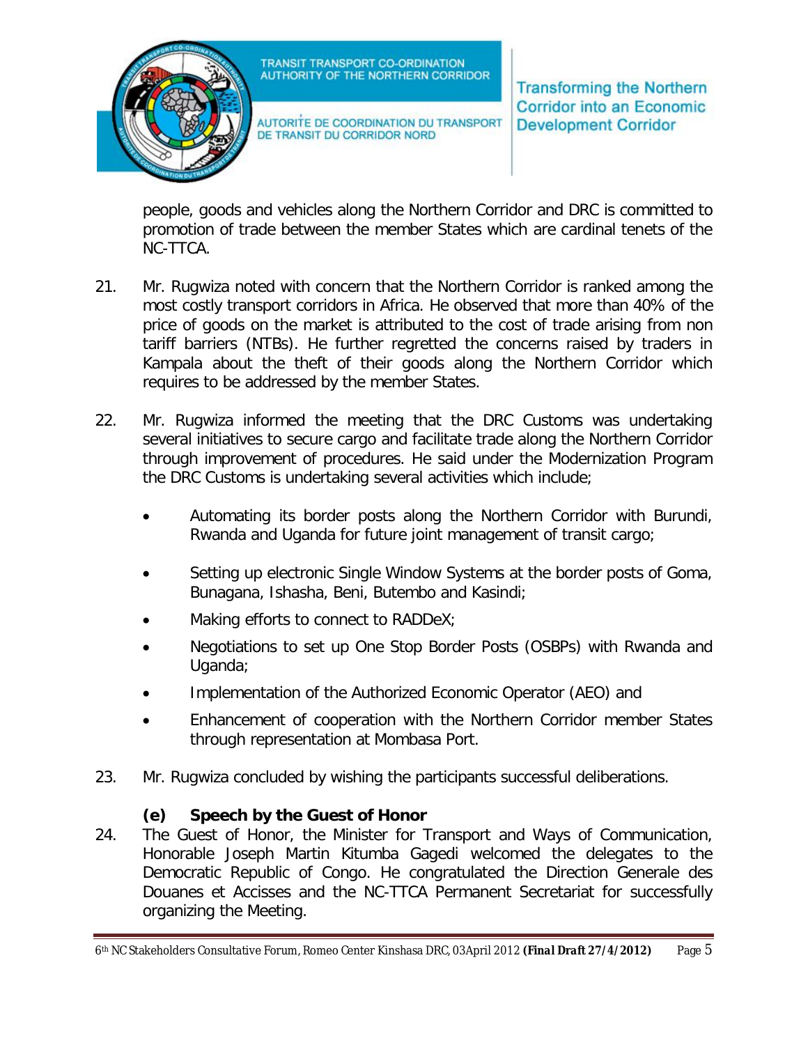people, goods and vehicles along the Northern Corridor and DRC is committed to promotion of trade between the member States which are cardinal tenets of the NC-TTCA.

21. Mr. Rugwiza noted with concern that the Northern Corridor is ranked among the most costly transport corridors in Africa. He observed that more than 40% of the price of goods on the market is attributed to the cost of trade arising from non tariff barriers (NTBs). He further regretted the concerns raised by traders in Kampala about the theft of their goods along the Northern Corridor which requires to be addressed by the member States.

22. Mr. Rugwiza informed the meeting that the DRC Customs was undertaking several initiatives to secure cargo and facilitate trade along the Northern Corridor through improvement of procedures. He said under the Modernization Program the DRC Customs is undertaking several activities which include;

    - Automating its border posts along the Northern Corridor with Burundi, Rwanda and Uganda for future joint management of transit cargo;
    - Setting up electronic Single Window Systems at the border posts of Goma, Bunagana, Ishasha, Beni, Butembo and Kasindi;
    - Making efforts to connect to RADDeX;
    - Negotiations to set up One Stop Border Posts (OSBPs) with Rwanda and Uganda;
    - Implementation of the Authorized Economic Operator (AEO) and
    - Enhancement of cooperation with the Northern Corridor member States through representation at Mombasa Port.

23. Mr. Rugwiza concluded by wishing the participants successful deliberations.

### (e) Speech by the Guest of Honor

24. The Guest of Honor, the Minister for Transport and Ways of Communication, Honorable Joseph Martin Kitumba Gagedi welcomed the delegates to the Democratic Republic of Congo. He congratulated the Direction Generale des Douanes et Accisses and the NC-TTCA Permanent Secretariat for successfully organizing the Meeting.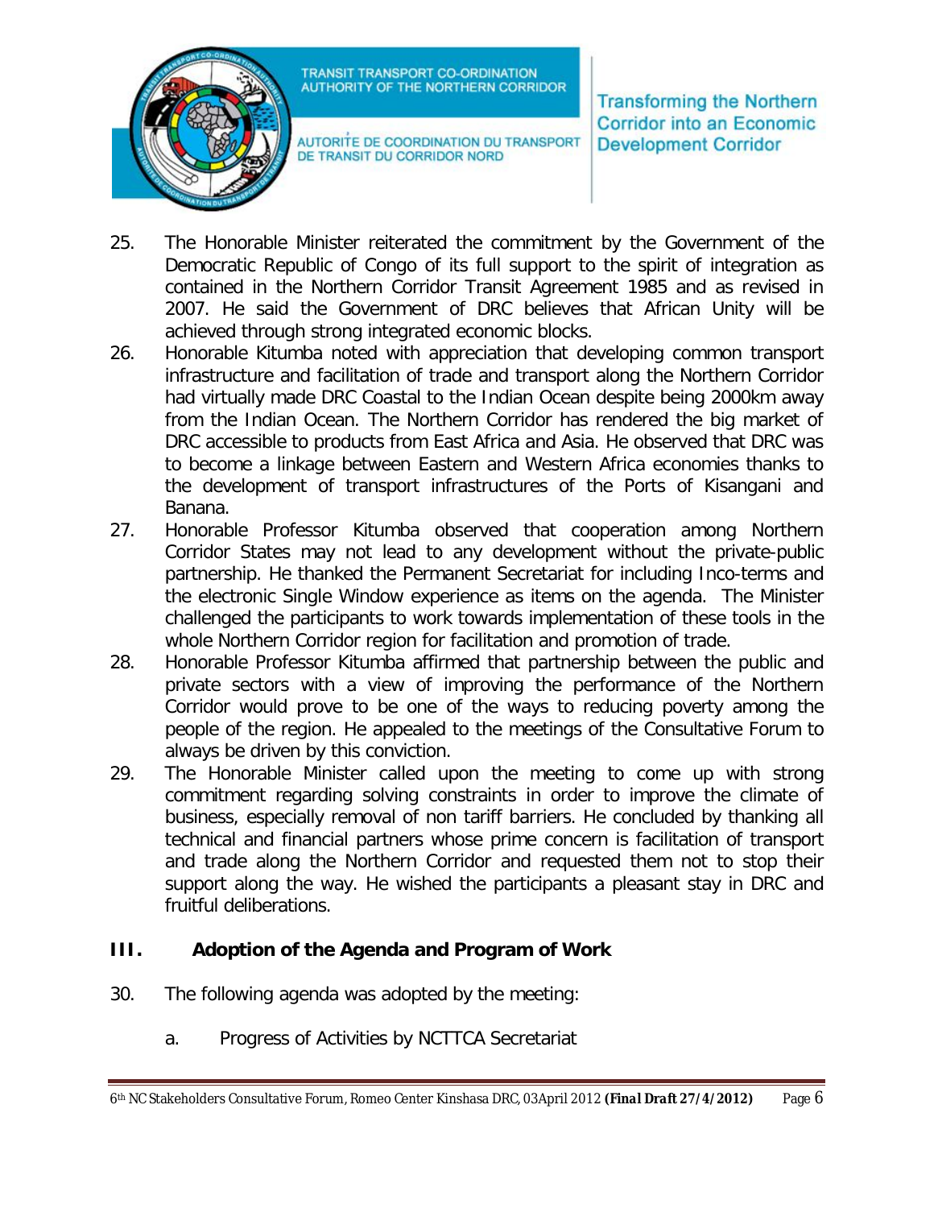25. The Honorable Minister reiterated the commitment by the Government of the Democratic Republic of Congo of its full support to the spirit of integration as contained in the Northern Corridor Transit Agreement 1985 and as revised in 2007. He said the Government of DRC believes that African Unity will be achieved through strong integrated economic blocks.

26. Honorable Kitumba noted with appreciation that developing common transport infrastructure and facilitation of trade and transport along the Northern Corridor had virtually made DRC Coastal to the Indian Ocean despite being 2000km away from the Indian Ocean. The Northern Corridor has rendered the big market of DRC accessible to products from East Africa and Asia. He observed that DRC was to become a linkage between Eastern and Western Africa economies thanks to the development of transport infrastructures of the Ports of Kisangani and Banana.

27. Honorable Professor Kitumba observed that cooperation among Northern Corridor States may not lead to any development without the private-public partnership. He thanked the Permanent Secretariat for including Inco-terms and the electronic Single Window experience as items on the agenda. The Minister challenged the participants to work towards implementation of these tools in the whole Northern Corridor region for facilitation and promotion of trade.

28. Honorable Professor Kitumba affirmed that partnership between the public and private sectors with a view of improving the performance of the Northern Corridor would prove to be one of the ways to reducing poverty among the people of the region. He appealed to the meetings of the Consultative Forum to always be driven by this conviction.

29. The Honorable Minister called upon the meeting to come up with strong commitment regarding solving constraints in order to improve the climate of business, especially removal of non tariff barriers. He concluded by thanking all technical and financial partners whose prime concern is facilitation of transport and trade along the Northern Corridor and requested them not to stop their support along the way. He wished the participants a pleasant stay in DRC and fruitful deliberations.

## III. Adoption of the Agenda and Program of Work

30. The following agenda was adopted by the meeting:

    a. Progress of Activities by NCTTCA Secretariat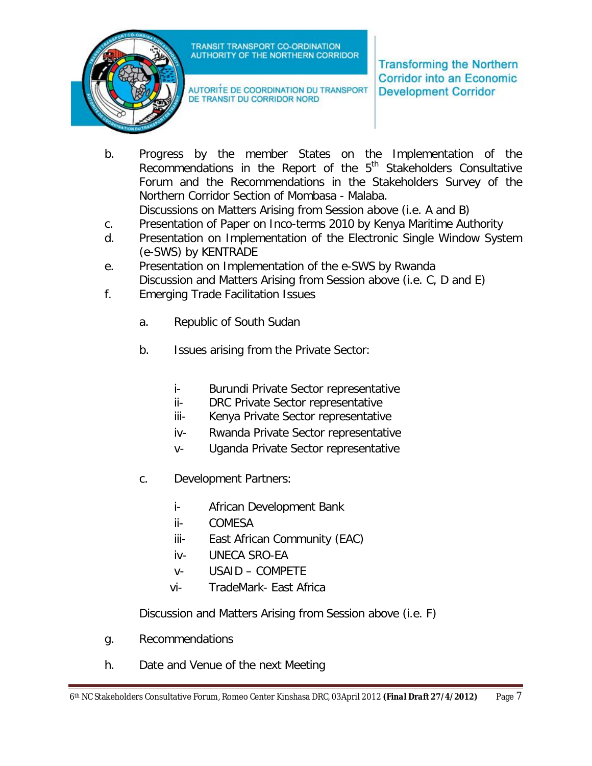b. Progress by the member States on the Implementation of the Recommendations in the Report of the 5th Stakeholders Consultative Forum and the Recommendations in the Stakeholders Survey of the Northern Corridor Section of Mombasa - Malaba.
   Discussions on Matters Arising from Session above (i.e. A and B)
c. Presentation of Paper on Inco-terms 2010 by Kenya Maritime Authority
d. Presentation on Implementation of the Electronic Single Window System (e-SWS) by KENTRADE
e. Presentation on Implementation of the e-SWS by Rwanda
   Discussion and Matters Arising from Session above (i.e. C, D and E)
f. Emerging Trade Facilitation Issues

   a. Republic of South Sudan

   b. Issues arising from the Private Sector:

      i- Burundi Private Sector representative
      ii- DRC Private Sector representative
      iii- Kenya Private Sector representative
      iv- Rwanda Private Sector representative
      v- Uganda Private Sector representative

   c. Development Partners:

      i- African Development Bank
      ii- COMESA
      iii- East African Community (EAC)
      iv- UNECA SRO-EA
      v- USAID – COMPETE
      vi- TradeMark- East Africa

   Discussion and Matters Arising from Session above (i.e. F)

g. Recommendations

h. Date and Venue of the next Meeting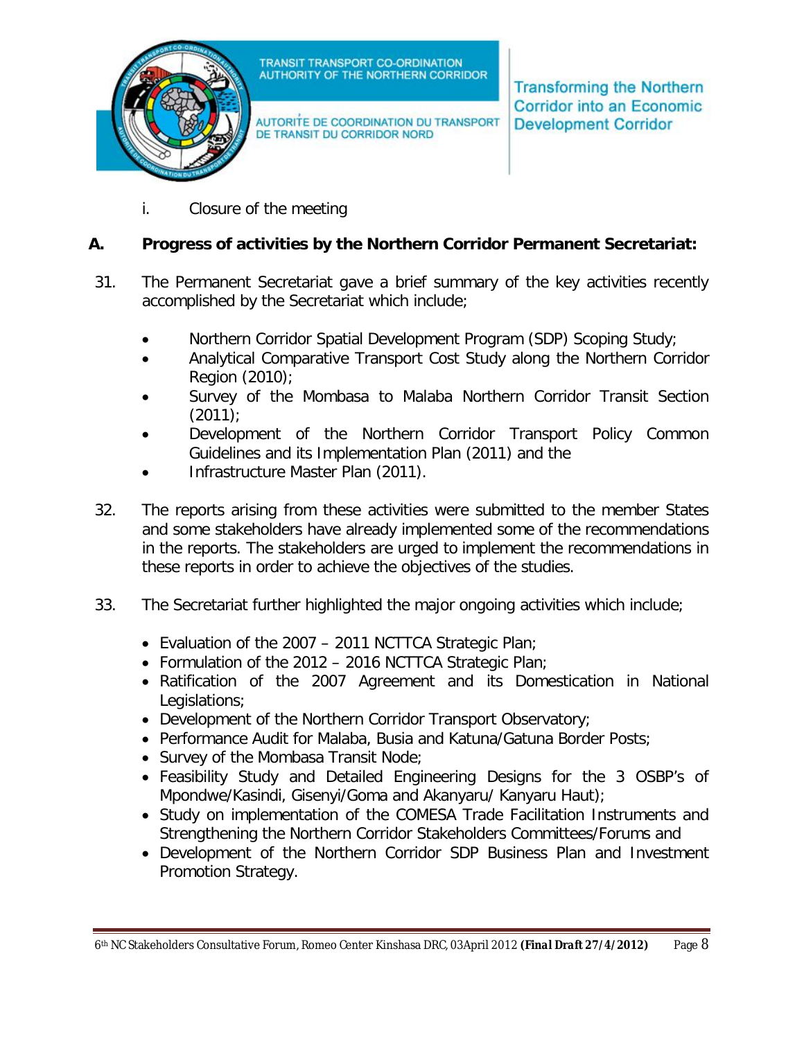i. Closure of the meeting

## A. Progress of activities by the Northern Corridor Permanent Secretariat:

31. The Permanent Secretariat gave a brief summary of the key activities recently accomplished by the Secretariat which include;

- Northern Corridor Spatial Development Program (SDP) Scoping Study;
- Analytical Comparative Transport Cost Study along the Northern Corridor Region (2010);
- Survey of the Mombasa to Malaba Northern Corridor Transit Section (2011);
- Development of the Northern Corridor Transport Policy Common Guidelines and its Implementation Plan (2011) and the
- Infrastructure Master Plan (2011).

32. The reports arising from these activities were submitted to the member States and some stakeholders have already implemented some of the recommendations in the reports. The stakeholders are urged to implement the recommendations in these reports in order to achieve the objectives of the studies.

33. The Secretariat further highlighted the major ongoing activities which include;

- Evaluation of the 2007 – 2011 NCTTCA Strategic Plan;
- Formulation of the 2012 – 2016 NCTTCA Strategic Plan;
- Ratification of the 2007 Agreement and its Domestication in National Legislations;
- Development of the Northern Corridor Transport Observatory;
- Performance Audit for Malaba, Busia and Katuna/Gatuna Border Posts;
- Survey of the Mombasa Transit Node;
- Feasibility Study and Detailed Engineering Designs for the 3 OSBP's of Mpondwe/Kasindi, Gisenyi/Goma and Akanyaru/ Kanyaru Haut);
- Study on implementation of the COMESA Trade Facilitation Instruments and Strengthening the Northern Corridor Stakeholders Committees/Forums and
- Development of the Northern Corridor SDP Business Plan and Investment Promotion Strategy.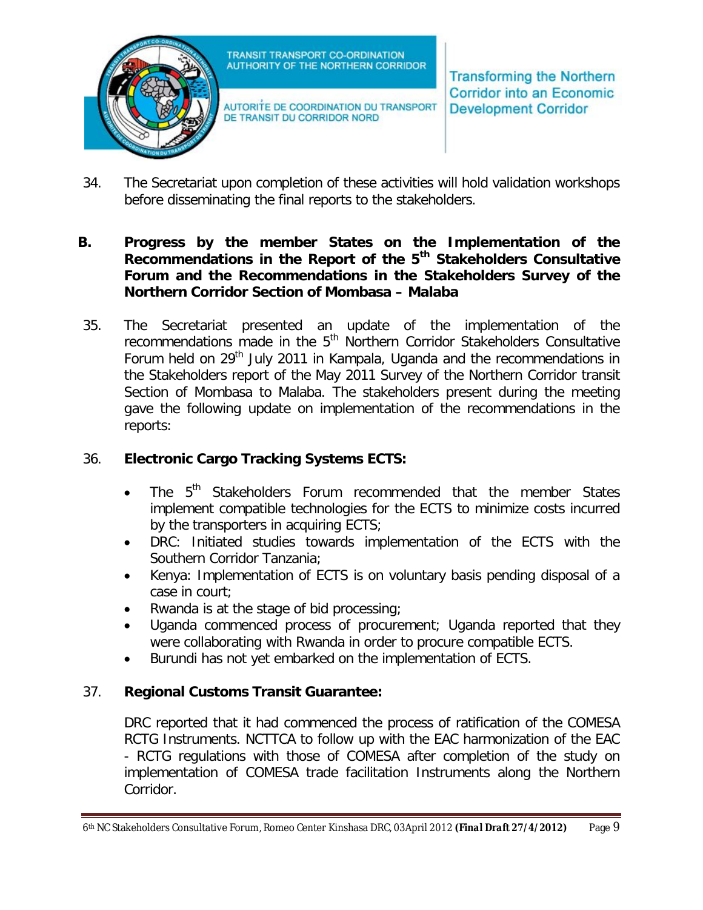34. The Secretariat upon completion of these activities will hold validation workshops before disseminating the final reports to the stakeholders.

## B. Progress by the member States on the Implementation of the Recommendations in the Report of the 5th Stakeholders Consultative Forum and the Recommendations in the Stakeholders Survey of the Northern Corridor Section of Mombasa – Malaba

35. The Secretariat presented an update of the implementation of the recommendations made in the 5th Northern Corridor Stakeholders Consultative Forum held on 29th July 2011 in Kampala, Uganda and the recommendations in the Stakeholders report of the May 2011 Survey of the Northern Corridor transit Section of Mombasa to Malaba. The stakeholders present during the meeting gave the following update on implementation of the recommendations in the reports:

36. **Electronic Cargo Tracking Systems ECTS:**

- The 5th Stakeholders Forum recommended that the member States implement compatible technologies for the ECTS to minimize costs incurred by the transporters in acquiring ECTS;
- DRC: Initiated studies towards implementation of the ECTS with the Southern Corridor Tanzania;
- Kenya: Implementation of ECTS is on voluntary basis pending disposal of a case in court;
- Rwanda is at the stage of bid processing;
- Uganda commenced process of procurement; Uganda reported that they were collaborating with Rwanda in order to procure compatible ECTS.
- Burundi has not yet embarked on the implementation of ECTS.

37. **Regional Customs Transit Guarantee:**

DRC reported that it had commenced the process of ratification of the COMESA RCTG Instruments. NCTTCA to follow up with the EAC harmonization of the EAC - RCTG regulations with those of COMESA after completion of the study on implementation of COMESA trade facilitation Instruments along the Northern Corridor.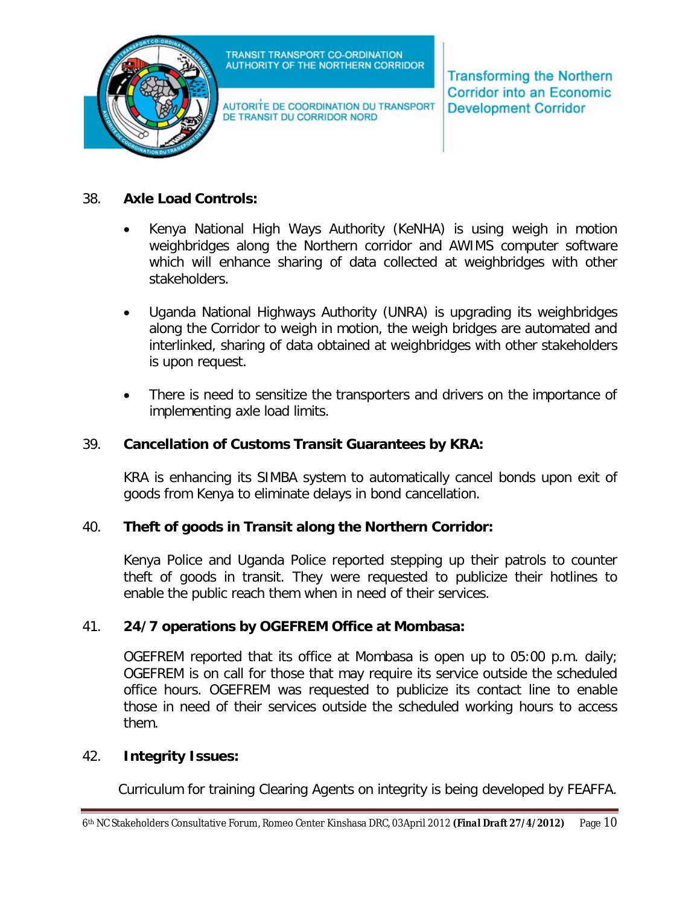38. **Axle Load Controls:**

- Kenya National High Ways Authority (KeNHA) is using weigh in motion weighbridges along the Northern corridor and AWIMS computer software which will enhance sharing of data collected at weighbridges with other stakeholders.

- Uganda National Highways Authority (UNRA) is upgrading its weighbridges along the Corridor to weigh in motion, the weigh bridges are automated and interlinked, sharing of data obtained at weighbridges with other stakeholders is upon request.

- There is need to sensitize the transporters and drivers on the importance of implementing axle load limits.

39. **Cancellation of Customs Transit Guarantees by KRA:**

KRA is enhancing its SIMBA system to automatically cancel bonds upon exit of goods from Kenya to eliminate delays in bond cancellation.

40. **Theft of goods in Transit along the Northern Corridor:**

Kenya Police and Uganda Police reported stepping up their patrols to counter theft of goods in transit. They were requested to publicize their hotlines to enable the public reach them when in need of their services.

41. **24/7 operations by OGEFREM Office at Mombasa:**

OGEFREM reported that its office at Mombasa is open up to 05:00 p.m. daily; OGEFREM is on call for those that may require its service outside the scheduled office hours. OGEFREM was requested to publicize its contact line to enable those in need of their services outside the scheduled working hours to access them.

42. **Integrity Issues:**

Curriculum for training Clearing Agents on integrity is being developed by FEAFFA.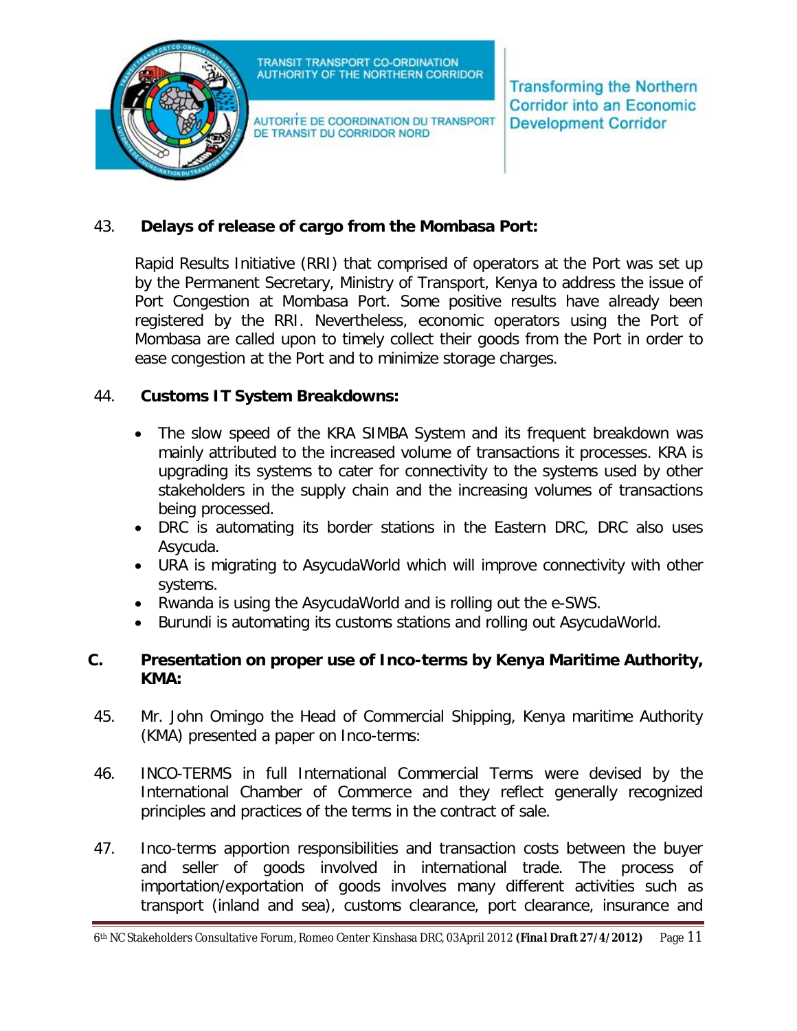43. **Delays of release of cargo from the Mombasa Port:**

Rapid Results Initiative (RRI) that comprised of operators at the Port was set up by the Permanent Secretary, Ministry of Transport, Kenya to address the issue of Port Congestion at Mombasa Port. Some positive results have already been registered by the RRI. Nevertheless, economic operators using the Port of Mombasa are called upon to timely collect their goods from the Port in order to ease congestion at the Port and to minimize storage charges.

44. **Customs IT System Breakdowns:**

- The slow speed of the KRA SIMBA System and its frequent breakdown was mainly attributed to the increased volume of transactions it processes. KRA is upgrading its systems to cater for connectivity to the systems used by other stakeholders in the supply chain and the increasing volumes of transactions being processed.
- DRC is automating its border stations in the Eastern DRC, DRC also uses Asycuda.
- URA is migrating to AsycudaWorld which will improve connectivity with other systems.
- Rwanda is using the AsycudaWorld and is rolling out the e-SWS.
- Burundi is automating its customs stations and rolling out AsycudaWorld.

## C. Presentation on proper use of Inco-terms by Kenya Maritime Authority, KMA:

45. Mr. John Omingo the Head of Commercial Shipping, Kenya maritime Authority (KMA) presented a paper on Inco-terms:

46. INCO-TERMS in full International Commercial Terms were devised by the International Chamber of Commerce and they reflect generally recognized principles and practices of the terms in the contract of sale.

47. Inco-terms apportion responsibilities and transaction costs between the buyer and seller of goods involved in international trade. The process of importation/exportation of goods involves many different activities such as transport (inland and sea), customs clearance, port clearance, insurance and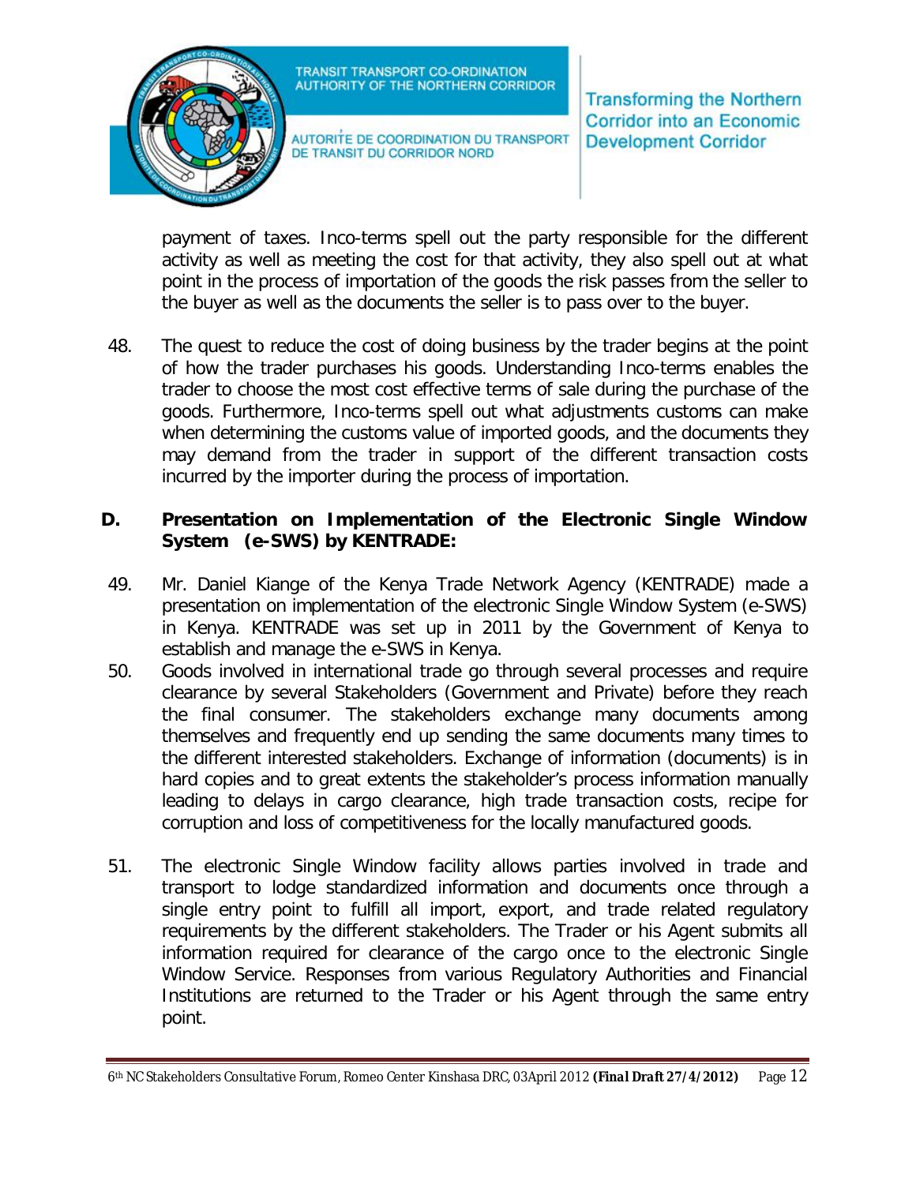payment of taxes. Inco-terms spell out the party responsible for the different activity as well as meeting the cost for that activity, they also spell out at what point in the process of importation of the goods the risk passes from the seller to the buyer as well as the documents the seller is to pass over to the buyer.

48. The quest to reduce the cost of doing business by the trader begins at the point of how the trader purchases his goods. Understanding Inco-terms enables the trader to choose the most cost effective terms of sale during the purchase of the goods. Furthermore, Inco-terms spell out what adjustments customs can make when determining the customs value of imported goods, and the documents they may demand from the trader in support of the different transaction costs incurred by the importer during the process of importation.

## D. Presentation on Implementation of the Electronic Single Window System (e-SWS) by KENTRADE:

49. Mr. Daniel Kiange of the Kenya Trade Network Agency (KENTRADE) made a presentation on implementation of the electronic Single Window System (e-SWS) in Kenya. KENTRADE was set up in 2011 by the Government of Kenya to establish and manage the e-SWS in Kenya.

50. Goods involved in international trade go through several processes and require clearance by several Stakeholders (Government and Private) before they reach the final consumer. The stakeholders exchange many documents among themselves and frequently end up sending the same documents many times to the different interested stakeholders. Exchange of information (documents) is in hard copies and to great extents the stakeholder's process information manually leading to delays in cargo clearance, high trade transaction costs, recipe for corruption and loss of competitiveness for the locally manufactured goods.

51. The electronic Single Window facility allows parties involved in trade and transport to lodge standardized information and documents once through a single entry point to fulfill all import, export, and trade related regulatory requirements by the different stakeholders. The Trader or his Agent submits all information required for clearance of the cargo once to the electronic Single Window Service. Responses from various Regulatory Authorities and Financial Institutions are returned to the Trader or his Agent through the same entry point.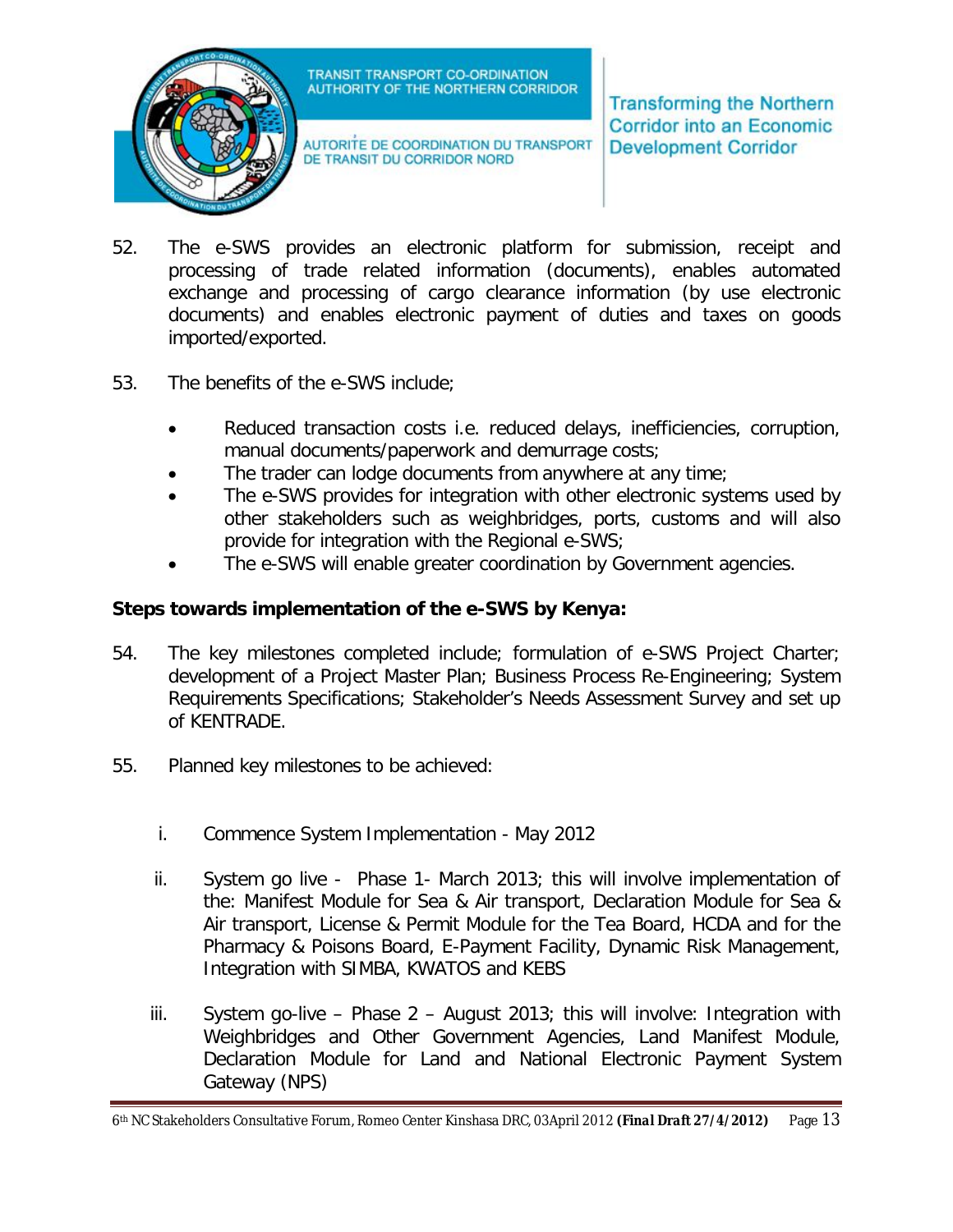52. The e-SWS provides an electronic platform for submission, receipt and processing of trade related information (documents), enables automated exchange and processing of cargo clearance information (by use electronic documents) and enables electronic payment of duties and taxes on goods imported/exported.

53. The benefits of the e-SWS include;

- Reduced transaction costs i.e. reduced delays, inefficiencies, corruption, manual documents/paperwork and demurrage costs;
- The trader can lodge documents from anywhere at any time;
- The e-SWS provides for integration with other electronic systems used by other stakeholders such as weighbridges, ports, customs and will also provide for integration with the Regional e-SWS;
- The e-SWS will enable greater coordination by Government agencies.

**Steps towards implementation of the e-SWS by Kenya:**

54. The key milestones completed include; formulation of e-SWS Project Charter; development of a Project Master Plan; Business Process Re-Engineering; System Requirements Specifications; Stakeholder's Needs Assessment Survey and set up of KENTRADE.

55. Planned key milestones to be achieved:

i. Commence System Implementation - May 2012

ii. System go live - Phase 1- March 2013; this will involve implementation of the: Manifest Module for Sea & Air transport, Declaration Module for Sea & Air transport, License & Permit Module for the Tea Board, HCDA and for the Pharmacy & Poisons Board, E-Payment Facility, Dynamic Risk Management, Integration with SIMBA, KWATOS and KEBS

iii. System go-live – Phase 2 – August 2013; this will involve: Integration with Weighbridges and Other Government Agencies, Land Manifest Module, Declaration Module for Land and National Electronic Payment System Gateway (NPS)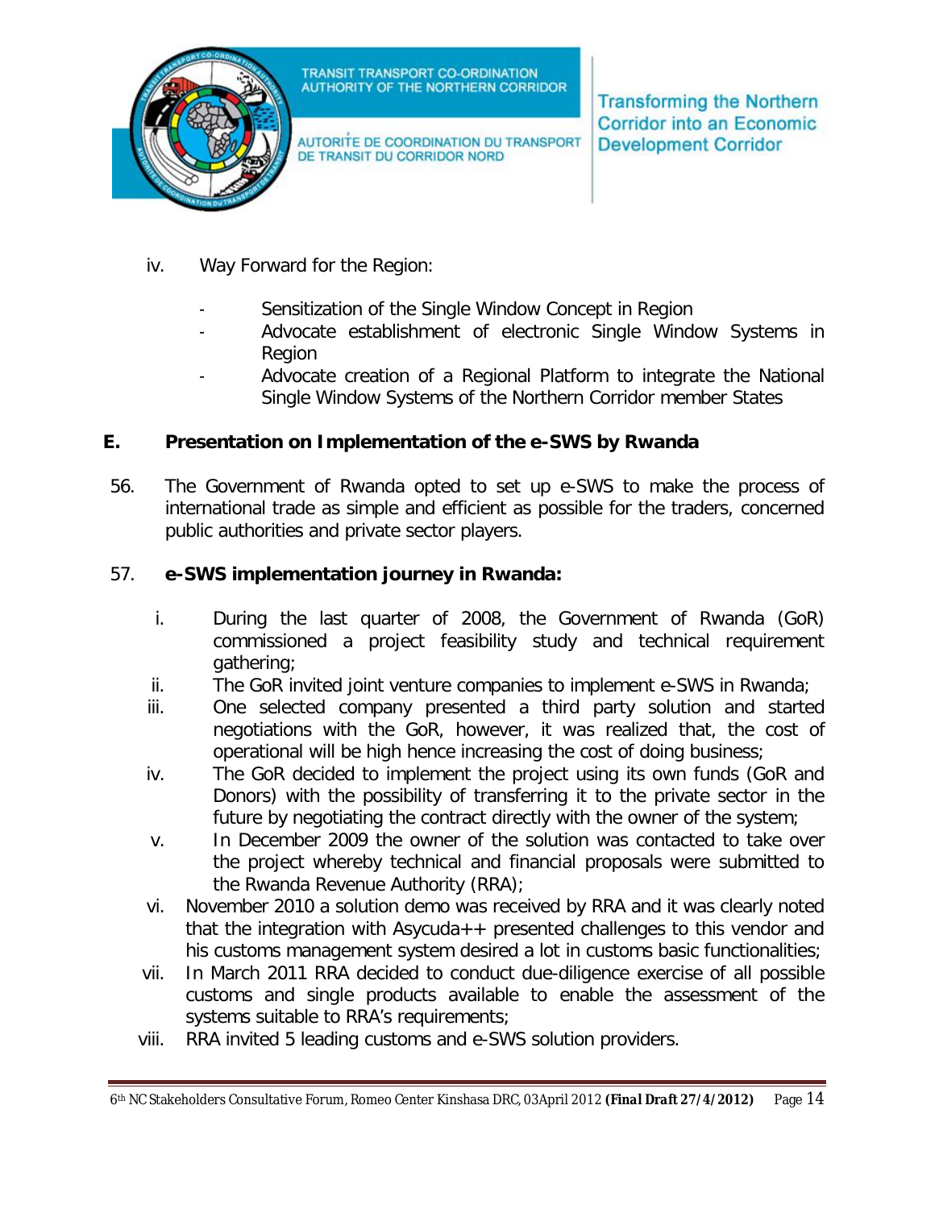iv. Way Forward for the Region:

- Sensitization of the Single Window Concept in Region
- Advocate establishment of electronic Single Window Systems in Region
- Advocate creation of a Regional Platform to integrate the National Single Window Systems of the Northern Corridor member States

## E. Presentation on Implementation of the e-SWS by Rwanda

56. The Government of Rwanda opted to set up e-SWS to make the process of international trade as simple and efficient as possible for the traders, concerned public authorities and private sector players.

57. **e-SWS implementation journey in Rwanda:**

   i. During the last quarter of 2008, the Government of Rwanda (GoR) commissioned a project feasibility study and technical requirement gathering;
   ii. The GoR invited joint venture companies to implement e-SWS in Rwanda;
   iii. One selected company presented a third party solution and started negotiations with the GoR, however, it was realized that, the cost of operational will be high hence increasing the cost of doing business;
   iv. The GoR decided to implement the project using its own funds (GoR and Donors) with the possibility of transferring it to the private sector in the future by negotiating the contract directly with the owner of the system;
   v. In December 2009 the owner of the solution was contacted to take over the project whereby technical and financial proposals were submitted to the Rwanda Revenue Authority (RRA);
   vi. November 2010 a solution demo was received by RRA and it was clearly noted that the integration with Asycuda++ presented challenges to this vendor and his customs management system desired a lot in customs basic functionalities;
   vii. In March 2011 RRA decided to conduct due-diligence exercise of all possible customs and single products available to enable the assessment of the systems suitable to RRA's requirements;
   viii. RRA invited 5 leading customs and e-SWS solution providers.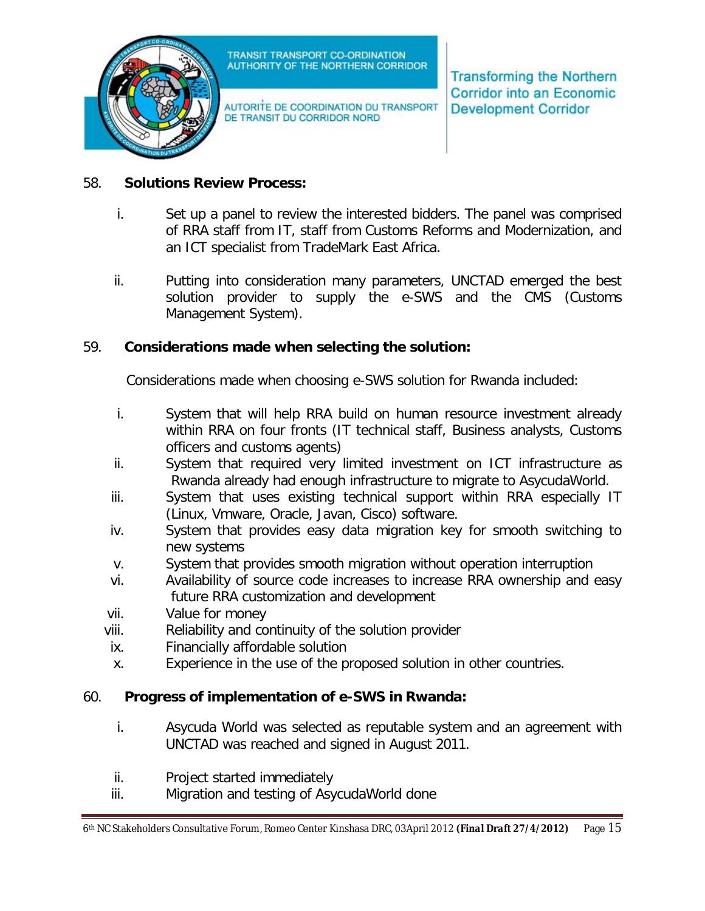58. **Solutions Review Process:**

   i. Set up a panel to review the interested bidders. The panel was comprised of RRA staff from IT, staff from Customs Reforms and Modernization, and an ICT specialist from TradeMark East Africa.

   ii. Putting into consideration many parameters, UNCTAD emerged the best solution provider to supply the e-SWS and the CMS (Customs Management System).

59. **Considerations made when selecting the solution:**

   Considerations made when choosing e-SWS solution for Rwanda included:

   i. System that will help RRA build on human resource investment already within RRA on four fronts (IT technical staff, Business analysts, Customs officers and customs agents)
   ii. System that required very limited investment on ICT infrastructure as Rwanda already had enough infrastructure to migrate to AsycudaWorld.
   iii. System that uses existing technical support within RRA especially IT (Linux, Vmware, Oracle, Javan, Cisco) software.
   iv. System that provides easy data migration key for smooth switching to new systems
   v. System that provides smooth migration without operation interruption
   vi. Availability of source code increases to increase RRA ownership and easy future RRA customization and development
   vii. Value for money
   viii. Reliability and continuity of the solution provider
   ix. Financially affordable solution
   x. Experience in the use of the proposed solution in other countries.

60. **Progress of implementation of e-SWS in Rwanda:**

   i. Asycuda World was selected as reputable system and an agreement with UNCTAD was reached and signed in August 2011.

   ii. Project started immediately
   iii. Migration and testing of AsycudaWorld done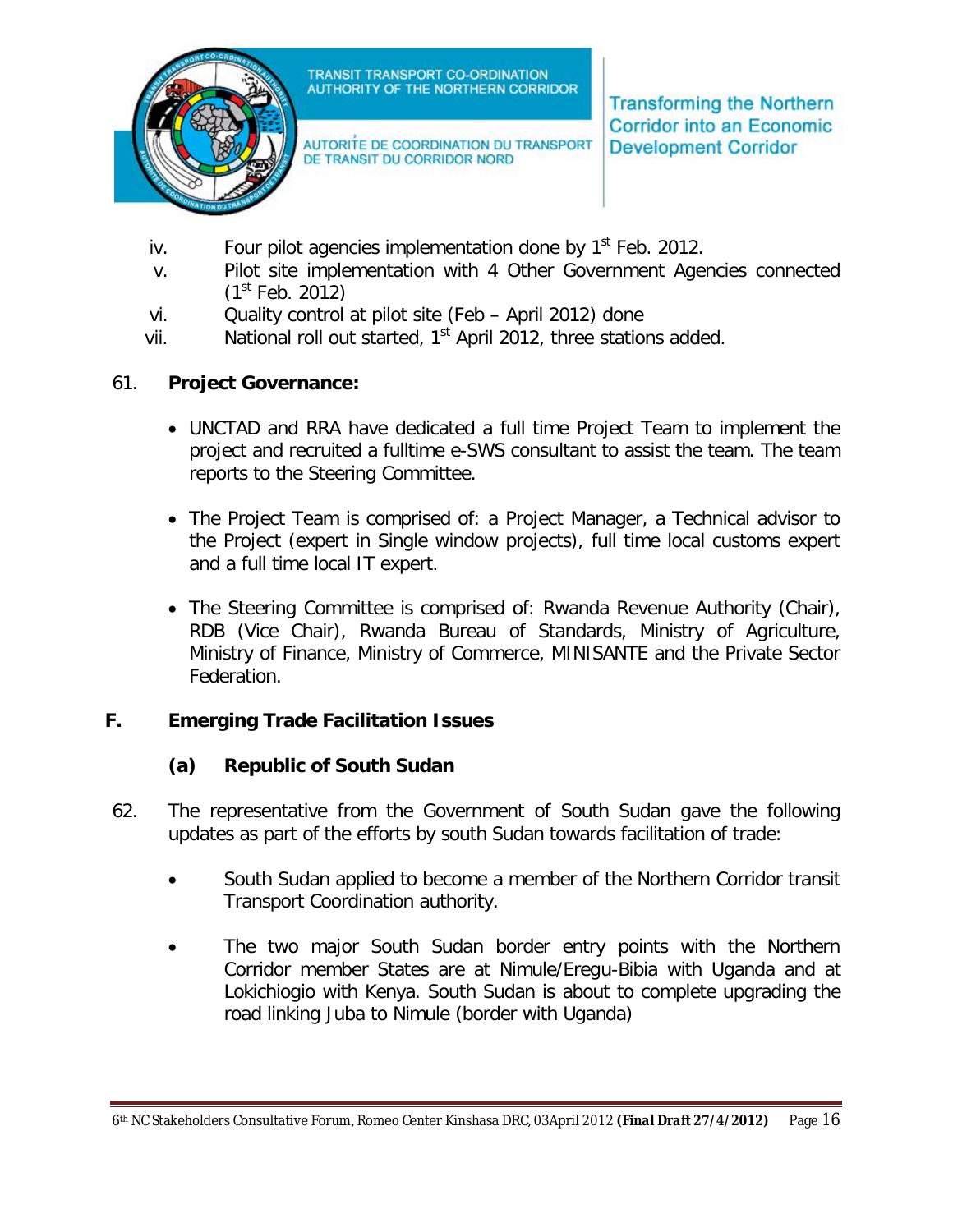iv. Four pilot agencies implementation done by 1st Feb. 2012.

v. Pilot site implementation with 4 Other Government Agencies connected (1st Feb. 2012)

vi. Quality control at pilot site (Feb – April 2012) done

vii. National roll out started, 1st April 2012, three stations added.

61. **Project Governance:**

- UNCTAD and RRA have dedicated a full time Project Team to implement the project and recruited a fulltime e-SWS consultant to assist the team. The team reports to the Steering Committee.

- The Project Team is comprised of: a Project Manager, a Technical advisor to the Project (expert in Single window projects), full time local customs expert and a full time local IT expert.

- The Steering Committee is comprised of: Rwanda Revenue Authority (Chair), RDB (Vice Chair), Rwanda Bureau of Standards, Ministry of Agriculture, Ministry of Finance, Ministry of Commerce, MINISANTE and the Private Sector Federation.

## F. Emerging Trade Facilitation Issues

### (a) Republic of South Sudan

62. The representative from the Government of South Sudan gave the following updates as part of the efforts by south Sudan towards facilitation of trade:

- South Sudan applied to become a member of the Northern Corridor transit Transport Coordination authority.

- The two major South Sudan border entry points with the Northern Corridor member States are at Nimule/Eregu-Bibia with Uganda and at Lokichiogio with Kenya. South Sudan is about to complete upgrading the road linking Juba to Nimule (border with Uganda)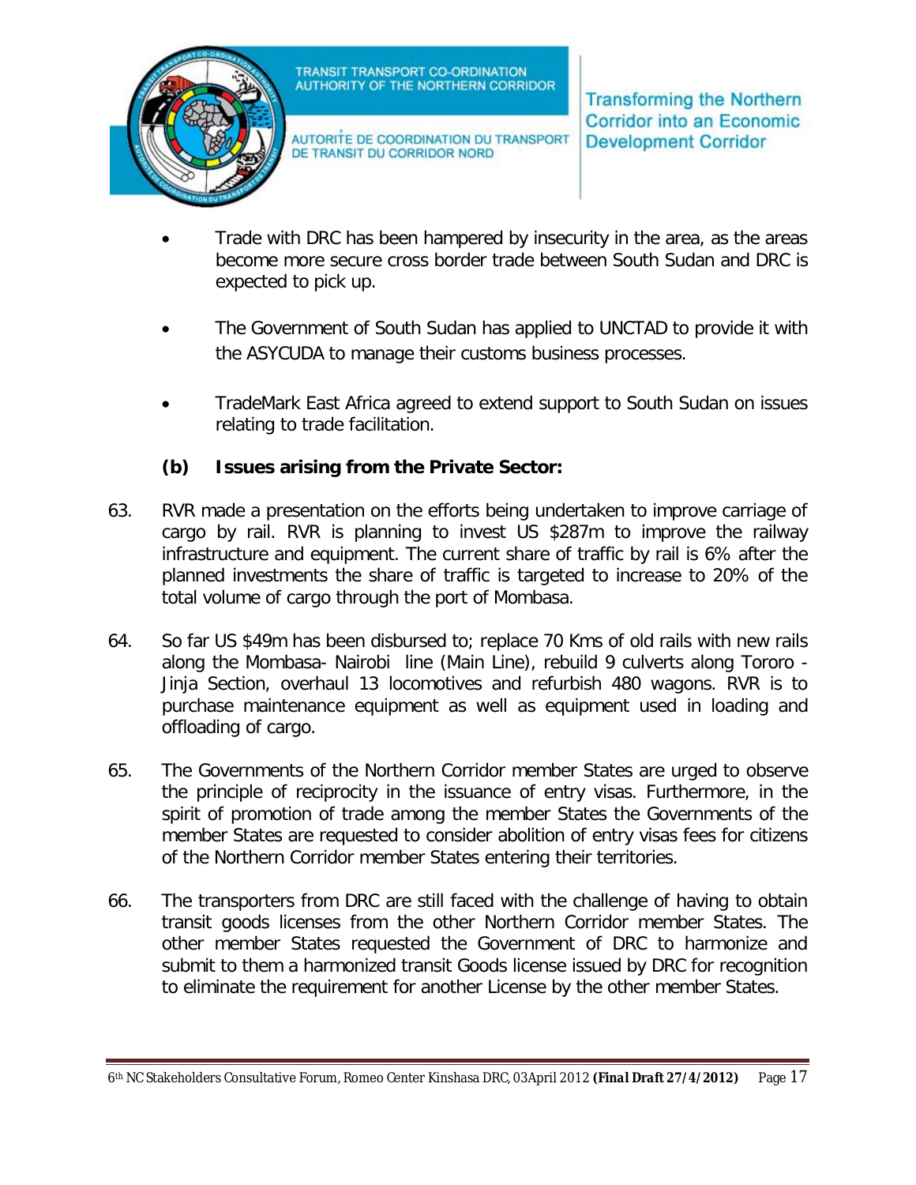- Trade with DRC has been hampered by insecurity in the area, as the areas become more secure cross border trade between South Sudan and DRC is expected to pick up.

- The Government of South Sudan has applied to UNCTAD to provide it with the ASYCUDA to manage their customs business processes.

- TradeMark East Africa agreed to extend support to South Sudan on issues relating to trade facilitation.

**(b) Issues arising from the Private Sector:**

63. RVR made a presentation on the efforts being undertaken to improve carriage of cargo by rail. RVR is planning to invest US $287m to improve the railway infrastructure and equipment. The current share of traffic by rail is 6% after the planned investments the share of traffic is targeted to increase to 20% of the total volume of cargo through the port of Mombasa.

64. So far US $49m has been disbursed to; replace 70 Kms of old rails with new rails along the Mombasa- Nairobi line (Main Line), rebuild 9 culverts along Tororo - Jinja Section, overhaul 13 locomotives and refurbish 480 wagons. RVR is to purchase maintenance equipment as well as equipment used in loading and offloading of cargo.

65. The Governments of the Northern Corridor member States are urged to observe the principle of reciprocity in the issuance of entry visas. Furthermore, in the spirit of promotion of trade among the member States the Governments of the member States are requested to consider abolition of entry visas fees for citizens of the Northern Corridor member States entering their territories.

66. The transporters from DRC are still faced with the challenge of having to obtain transit goods licenses from the other Northern Corridor member States. The other member States requested the Government of DRC to harmonize and submit to them a harmonized transit Goods license issued by DRC for recognition to eliminate the requirement for another License by the other member States.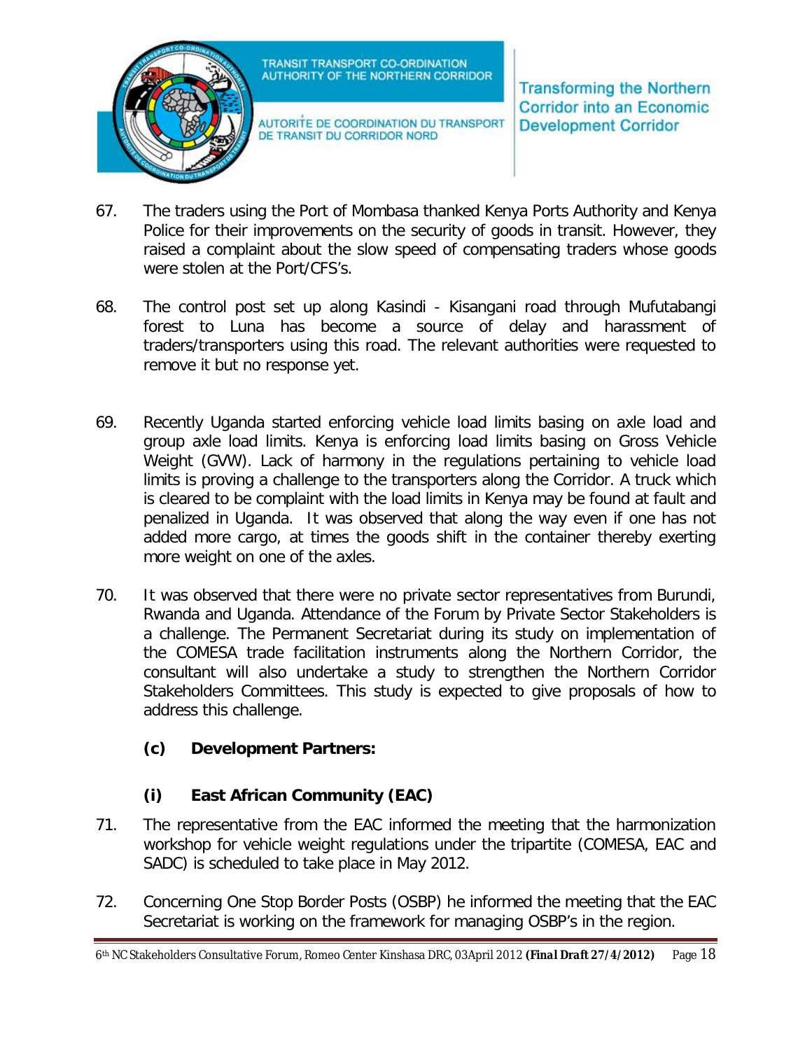67. The traders using the Port of Mombasa thanked Kenya Ports Authority and Kenya Police for their improvements on the security of goods in transit. However, they raised a complaint about the slow speed of compensating traders whose goods were stolen at the Port/CFS's.

68. The control post set up along Kasindi - Kisangani road through Mufutabangi forest to Luna has become a source of delay and harassment of traders/transporters using this road. The relevant authorities were requested to remove it but no response yet.

69. Recently Uganda started enforcing vehicle load limits basing on axle load and group axle load limits. Kenya is enforcing load limits basing on Gross Vehicle Weight (GVW). Lack of harmony in the regulations pertaining to vehicle load limits is proving a challenge to the transporters along the Corridor. A truck which is cleared to be complaint with the load limits in Kenya may be found at fault and penalized in Uganda. It was observed that along the way even if one has not added more cargo, at times the goods shift in the container thereby exerting more weight on one of the axles.

70. It was observed that there were no private sector representatives from Burundi, Rwanda and Uganda. Attendance of the Forum by Private Sector Stakeholders is a challenge. The Permanent Secretariat during its study on implementation of the COMESA trade facilitation instruments along the Northern Corridor, the consultant will also undertake a study to strengthen the Northern Corridor Stakeholders Committees. This study is expected to give proposals of how to address this challenge.

**(c) Development Partners:**

**(i) East African Community (EAC)**

71. The representative from the EAC informed the meeting that the harmonization workshop for vehicle weight regulations under the tripartite (COMESA, EAC and SADC) is scheduled to take place in May 2012.

72. Concerning One Stop Border Posts (OSBP) he informed the meeting that the EAC Secretariat is working on the framework for managing OSBP's in the region.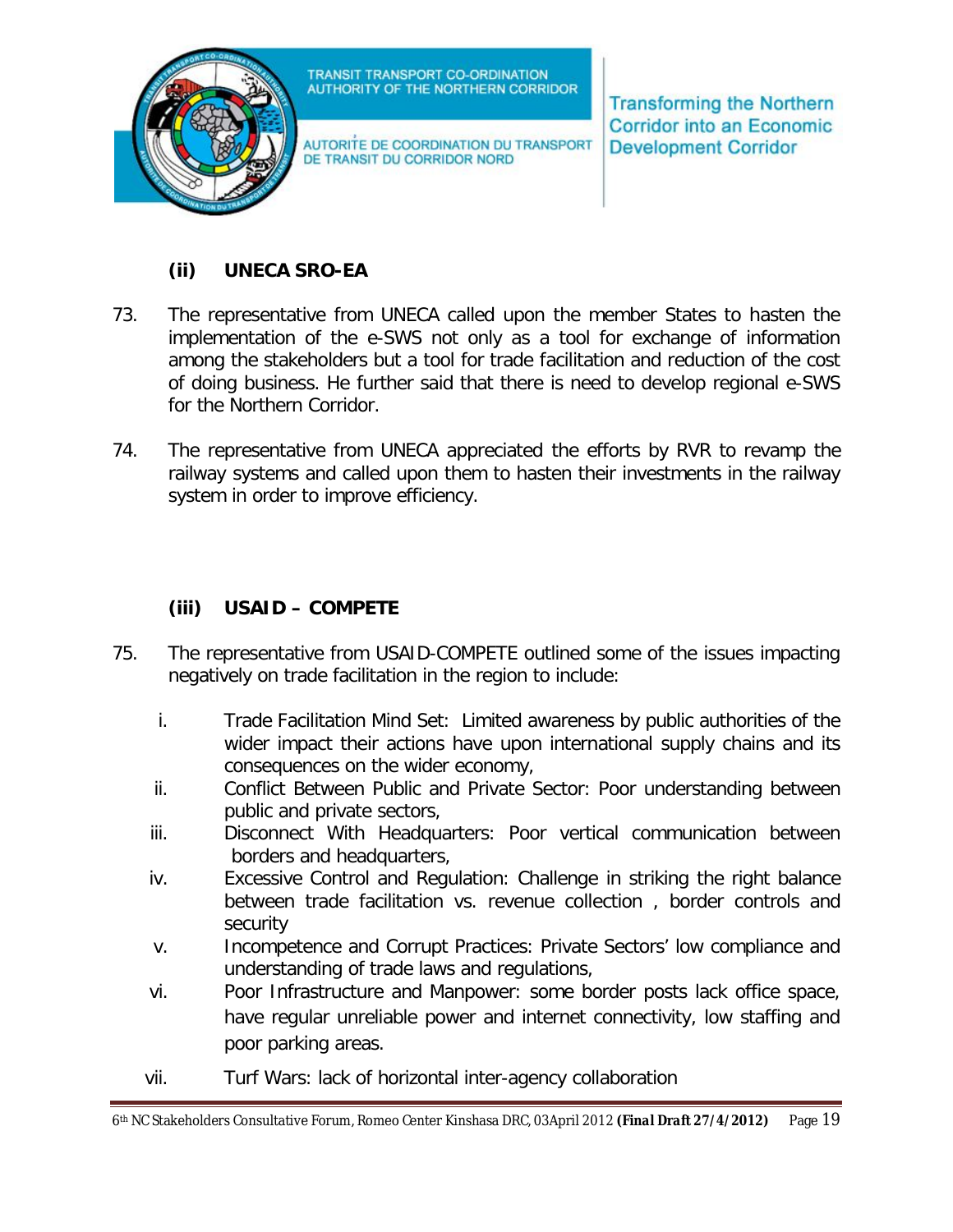### (ii) UNECA SRO-EA

73. The representative from UNECA called upon the member States to hasten the implementation of the e-SWS not only as a tool for exchange of information among the stakeholders but a tool for trade facilitation and reduction of the cost of doing business. He further said that there is need to develop regional e-SWS for the Northern Corridor.

74. The representative from UNECA appreciated the efforts by RVR to revamp the railway systems and called upon them to hasten their investments in the railway system in order to improve efficiency.

### (iii) USAID – COMPETE

75. The representative from USAID-COMPETE outlined some of the issues impacting negatively on trade facilitation in the region to include:

    i. Trade Facilitation Mind Set: Limited awareness by public authorities of the wider impact their actions have upon international supply chains and its consequences on the wider economy,
    ii. Conflict Between Public and Private Sector: Poor understanding between public and private sectors,
    iii. Disconnect With Headquarters: Poor vertical communication between borders and headquarters,
    iv. Excessive Control and Regulation: Challenge in striking the right balance between trade facilitation vs. revenue collection , border controls and security
    v. Incompetence and Corrupt Practices: Private Sectors' low compliance and understanding of trade laws and regulations,
    vi. Poor Infrastructure and Manpower: some border posts lack office space, have regular unreliable power and internet connectivity, low staffing and poor parking areas.
    vii. Turf Wars: lack of horizontal inter-agency collaboration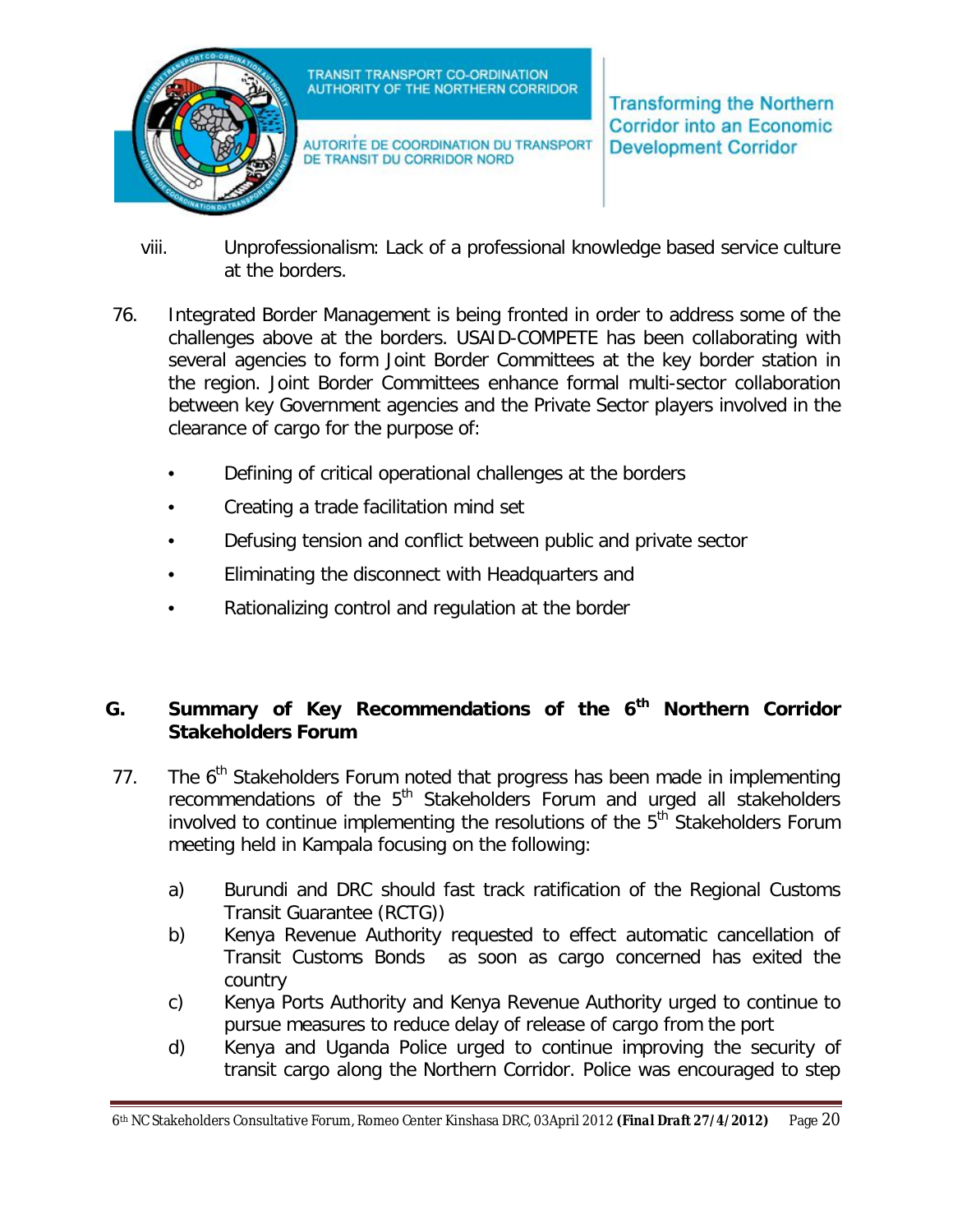viii. Unprofessionalism: Lack of a professional knowledge based service culture at the borders.

76. Integrated Border Management is being fronted in order to address some of the challenges above at the borders. USAID-COMPETE has been collaborating with several agencies to form Joint Border Committees at the key border station in the region. Joint Border Committees enhance formal multi-sector collaboration between key Government agencies and the Private Sector players involved in the clearance of cargo for the purpose of:

- Defining of critical operational challenges at the borders
- Creating a trade facilitation mind set
- Defusing tension and conflict between public and private sector
- Eliminating the disconnect with Headquarters and
- Rationalizing control and regulation at the border

## G. Summary of Key Recommendations of the 6th Northern Corridor Stakeholders Forum

77. The 6th Stakeholders Forum noted that progress has been made in implementing recommendations of the 5th Stakeholders Forum and urged all stakeholders involved to continue implementing the resolutions of the 5th Stakeholders Forum meeting held in Kampala focusing on the following:

a) Burundi and DRC should fast track ratification of the Regional Customs Transit Guarantee (RCTG))

b) Kenya Revenue Authority requested to effect automatic cancellation of Transit Customs Bonds as soon as cargo concerned has exited the country

c) Kenya Ports Authority and Kenya Revenue Authority urged to continue to pursue measures to reduce delay of release of cargo from the port

d) Kenya and Uganda Police urged to continue improving the security of transit cargo along the Northern Corridor. Police was encouraged to step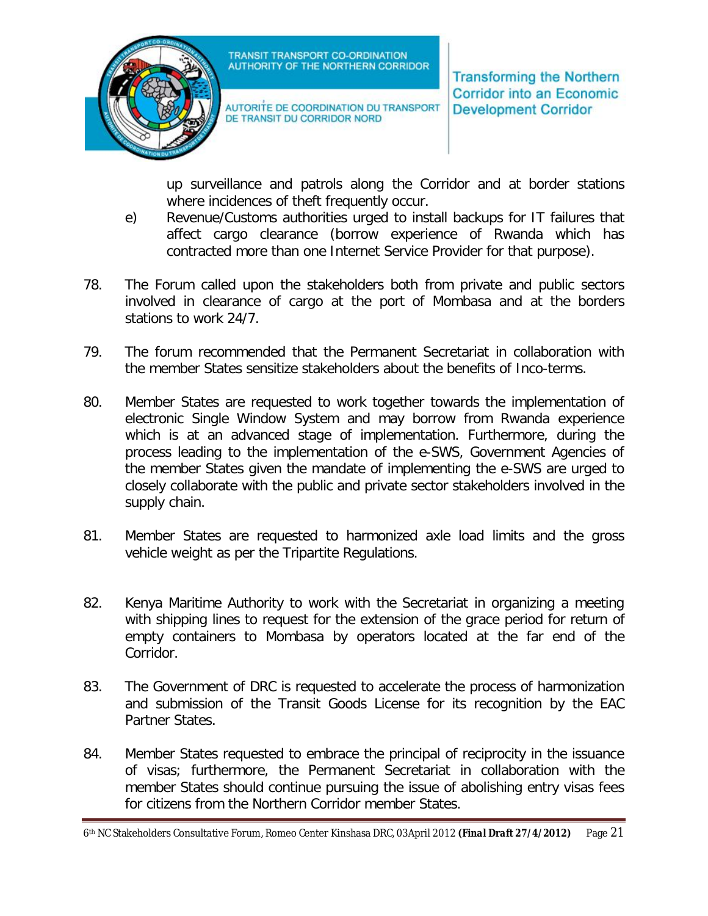up surveillance and patrols along the Corridor and at border stations where incidences of theft frequently occur.

e) Revenue/Customs authorities urged to install backups for IT failures that affect cargo clearance (borrow experience of Rwanda which has contracted more than one Internet Service Provider for that purpose).

78. The Forum called upon the stakeholders both from private and public sectors involved in clearance of cargo at the port of Mombasa and at the borders stations to work 24/7.

79. The forum recommended that the Permanent Secretariat in collaboration with the member States sensitize stakeholders about the benefits of Inco-terms.

80. Member States are requested to work together towards the implementation of electronic Single Window System and may borrow from Rwanda experience which is at an advanced stage of implementation. Furthermore, during the process leading to the implementation of the e-SWS, Government Agencies of the member States given the mandate of implementing the e-SWS are urged to closely collaborate with the public and private sector stakeholders involved in the supply chain.

81. Member States are requested to harmonized axle load limits and the gross vehicle weight as per the Tripartite Regulations.

82. Kenya Maritime Authority to work with the Secretariat in organizing a meeting with shipping lines to request for the extension of the grace period for return of empty containers to Mombasa by operators located at the far end of the Corridor.

83. The Government of DRC is requested to accelerate the process of harmonization and submission of the Transit Goods License for its recognition by the EAC Partner States.

84. Member States requested to embrace the principal of reciprocity in the issuance of visas; furthermore, the Permanent Secretariat in collaboration with the member States should continue pursuing the issue of abolishing entry visas fees for citizens from the Northern Corridor member States.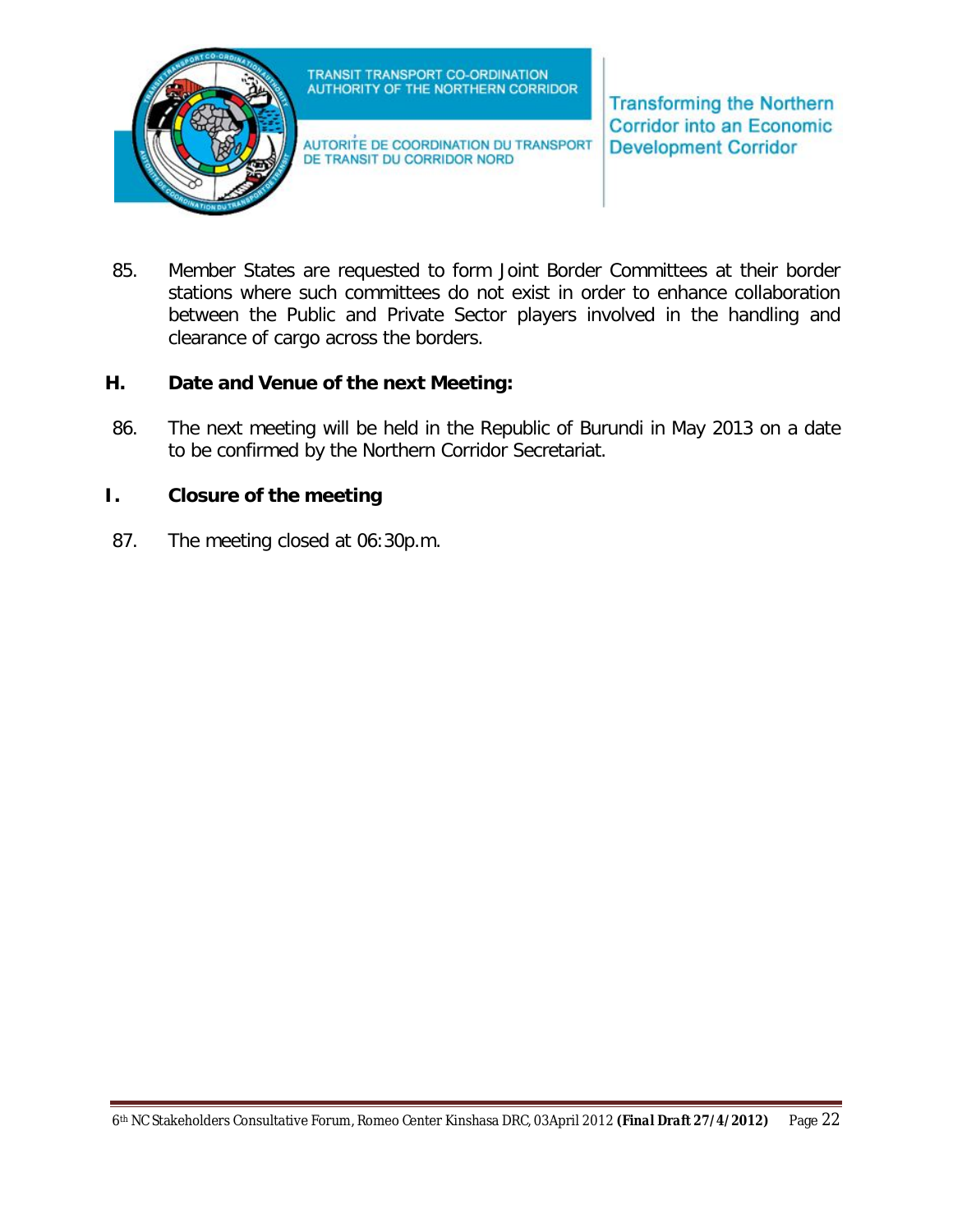85. Member States are requested to form Joint Border Committees at their border stations where such committees do not exist in order to enhance collaboration between the Public and Private Sector players involved in the handling and clearance of cargo across the borders.

## H. Date and Venue of the next Meeting:

86. The next meeting will be held in the Republic of Burundi in May 2013 on a date to be confirmed by the Northern Corridor Secretariat.

## I. Closure of the meeting

87. The meeting closed at 06:30p.m.